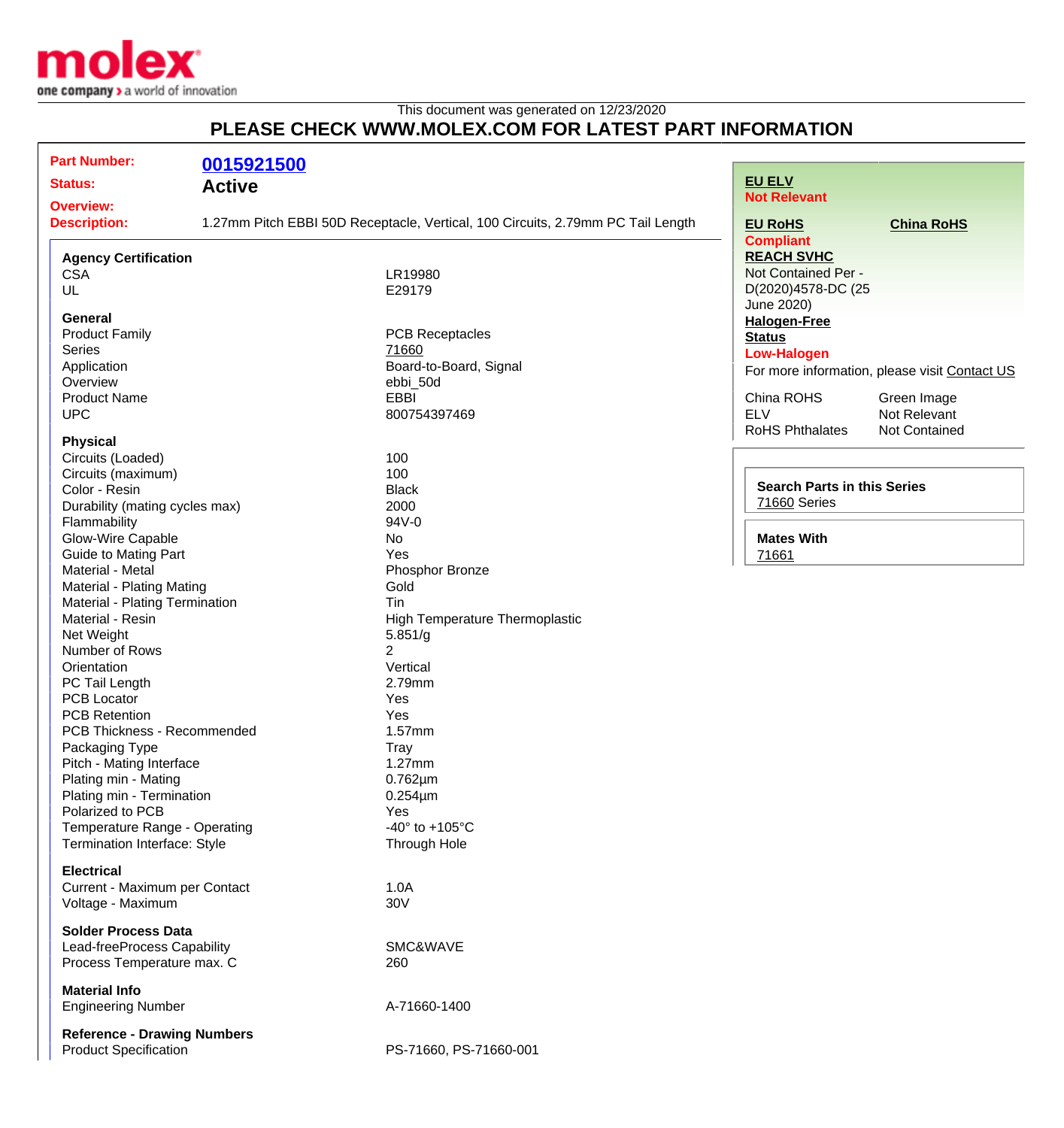molex
one company > a world of innovation

This document was generated on 12/23/2020

## PLEASE CHECK WWW.MOLEX.COM FOR LATEST PART INFORMATION

**Part Number:** 0015921500
**Status:** Active
**Overview:**
**Description:** 1.27mm Pitch EBBI 50D Receptacle, Vertical, 100 Circuits, 2.79mm PC Tail Length

### Agency Certification

| | |
|---|---|
| CSA | LR19980 |
| UL | E29179 |

### General

| | |
|---|---|
| Product Family | PCB Receptacles |
| Series | 71660 |
| Application | Board-to-Board, Signal |
| Overview | ebbi_50d |
| Product Name | EBBI |
| UPC | 800754397469 |

### Physical

| | |
|---|---|
| Circuits (Loaded) | 100 |
| Circuits (maximum) | 100 |
| Color - Resin | Black |
| Durability (mating cycles max) | 2000 |
| Flammability | 94V-0 |
| Glow-Wire Capable | No |
| Guide to Mating Part | Yes |
| Material - Metal | Phosphor Bronze |
| Material - Plating Mating | Gold |
| Material - Plating Termination | Tin |
| Material - Resin | High Temperature Thermoplastic |
| Net Weight | 5.851/g |
| Number of Rows | 2 |
| Orientation | Vertical |
| PC Tail Length | 2.79mm |
| PCB Locator | Yes |
| PCB Retention | Yes |
| PCB Thickness - Recommended | 1.57mm |
| Packaging Type | Tray |
| Pitch - Mating Interface | 1.27mm |
| Plating min - Mating | 0.762µm |
| Plating min - Termination | 0.254µm |
| Polarized to PCB | Yes |
| Temperature Range - Operating | -40° to +105°C |
| Termination Interface: Style | Through Hole |

### Electrical

| | |
|---|---|
| Current - Maximum per Contact | 1.0A |
| Voltage - Maximum | 30V |

### Solder Process Data

| | |
|---|---|
| Lead-freeProcess Capability | SMC&WAVE |
| Process Temperature max. C | 260 |

### Material Info

| | |
|---|---|
| Engineering Number | A-71660-1400 |

### Reference - Drawing Numbers

| | |
|---|---|
| Product Specification | PS-71660, PS-71660-001 |

**EU ELV**
Not Relevant

**EU RoHS**
Compliant

**China RoHS**

**REACH SVHC**
Not Contained Per - D(2020)4578-DC (25 June 2020)

**Halogen-Free Status**
Low-Halogen

For more information, please visit Contact US

| | |
|---|---|
| China ROHS | Green Image |
| ELV | Not Relevant |
| RoHS Phthalates | Not Contained |

**Search Parts in this Series**
71660 Series

**Mates With**
71661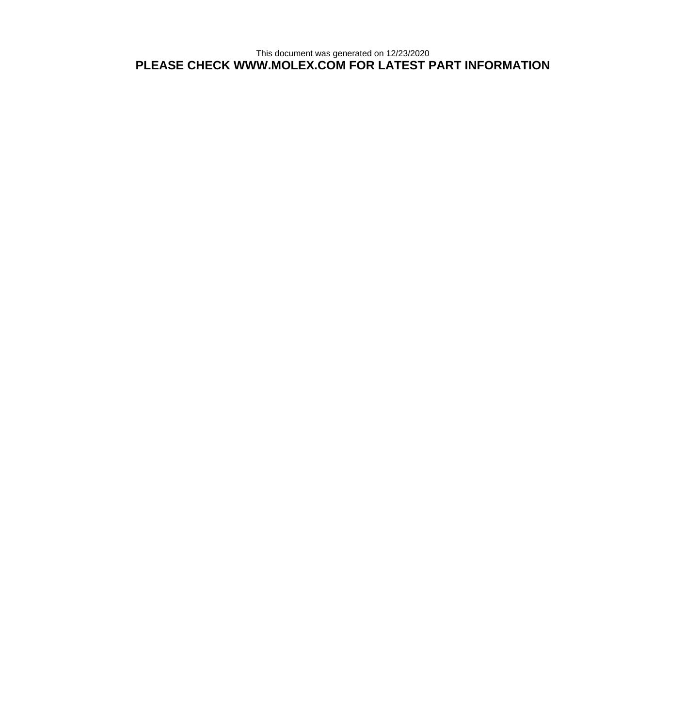This document was generated on 12/23/2020

**PLEASE CHECK WWW.MOLEX.COM FOR LATEST PART INFORMATION**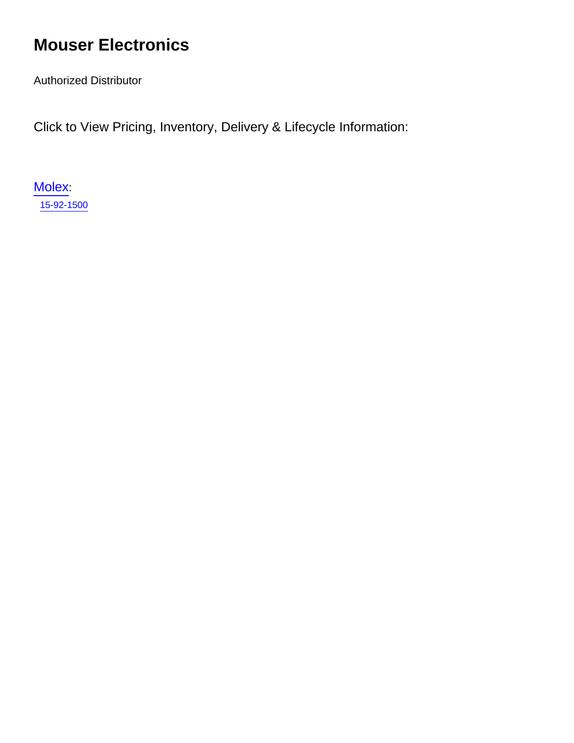# Mouser Electronics

Authorized Distributor

Click to View Pricing, Inventory, Delivery & Lifecycle Information:

Molex:

15-92-1500